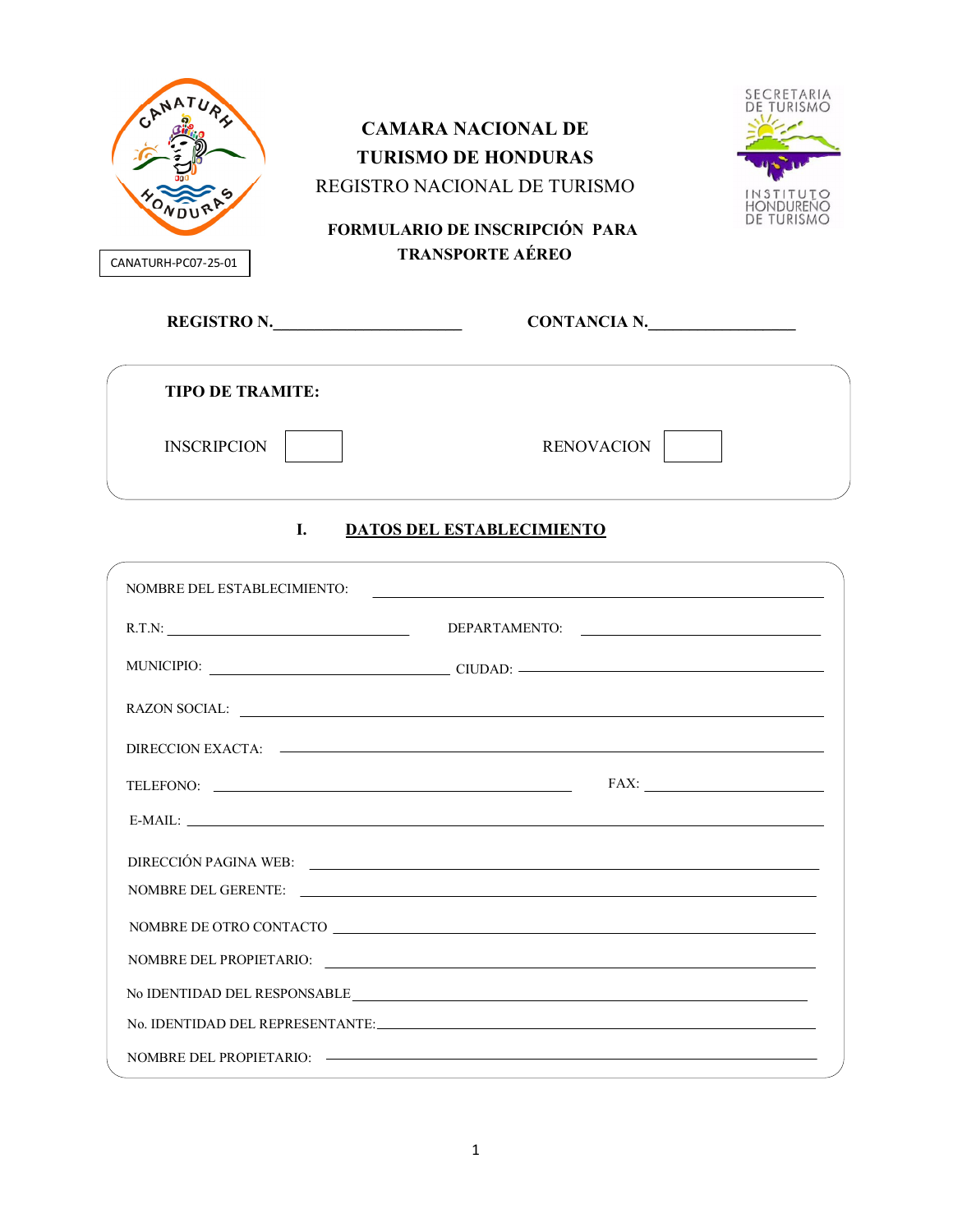CANATURH-PC07-25-01

# CAMARA NACIONAL DE TURISMO DE HONDURAS

REGISTRO NACIONAL DE TURISMO

**FORMULARIO DE INSCRIPCIÓN PARA TRANSPORTE AÉREO**

SECRETARIA DE TURISMO
INSTITUTO HONDUREÑO DE TURISMO

**REGISTRO N.**\_\_\_\_\_\_\_\_\_\_\_\_\_\_\_\_\_\_\_\_\_\_ **CONTANCIA N.**\_\_\_\_\_\_\_\_\_\_\_\_\_\_\_\_\_\_

**TIPO DE TRAMITE:**

INSCRIPCION [ ] RENOVACION [ ]

## I. DATOS DEL ESTABLECIMIENTO

NOMBRE DEL ESTABLECIMIENTO: \_\_\_\_\_\_\_\_\_\_\_\_\_\_\_\_\_\_\_\_\_\_\_\_\_\_\_\_\_\_\_\_\_\_\_\_\_\_\_\_

R.T.N: \_\_\_\_\_\_\_\_\_\_\_\_\_\_\_\_\_\_\_\_\_\_\_ DEPARTAMENTO: \_\_\_\_\_\_\_\_\_\_\_\_\_\_\_\_\_\_\_\_\_\_\_

MUNICIPIO: \_\_\_\_\_\_\_\_\_\_\_\_\_\_\_\_\_\_\_\_\_\_\_ CIUDAD: \_\_\_\_\_\_\_\_\_\_\_\_\_\_\_\_\_\_\_\_\_\_\_\_\_\_\_\_\_\_

RAZON SOCIAL: \_\_\_\_\_\_\_\_\_\_\_\_\_\_\_\_\_\_\_\_\_\_\_\_\_\_\_\_\_\_\_\_\_\_\_\_\_\_\_\_\_\_\_\_\_\_\_\_\_\_\_\_

DIRECCION EXACTA: \_\_\_\_\_\_\_\_\_\_\_\_\_\_\_\_\_\_\_\_\_\_\_\_\_\_\_\_\_\_\_\_\_\_\_\_\_\_\_\_\_\_\_\_\_\_\_\_\_\_

TELEFONO: \_\_\_\_\_\_\_\_\_\_\_\_\_\_\_\_\_\_\_\_\_\_\_\_\_\_\_\_\_\_\_\_\_\_ FAX: \_\_\_\_\_\_\_\_\_\_\_\_\_\_\_\_\_\_

E-MAIL: \_\_\_\_\_\_\_\_\_\_\_\_\_\_\_\_\_\_\_\_\_\_\_\_\_\_\_\_\_\_\_\_\_\_\_\_\_\_\_\_\_\_\_\_\_\_\_\_\_\_\_\_\_\_\_\_\_\_

DIRECCIÓN PAGINA WEB: \_\_\_\_\_\_\_\_\_\_\_\_\_\_\_\_\_\_\_\_\_\_\_\_\_\_\_\_\_\_\_\_\_\_\_\_\_\_\_\_\_\_\_\_\_\_

NOMBRE DEL GERENTE: \_\_\_\_\_\_\_\_\_\_\_\_\_\_\_\_\_\_\_\_\_\_\_\_\_\_\_\_\_\_\_\_\_\_\_\_\_\_\_\_\_\_\_\_\_\_\_

NOMBRE DE OTRO CONTACTO \_\_\_\_\_\_\_\_\_\_\_\_\_\_\_\_\_\_\_\_\_\_\_\_\_\_\_\_\_\_\_\_\_\_\_\_\_\_\_\_\_\_\_

NOMBRE DEL PROPIETARIO: \_\_\_\_\_\_\_\_\_\_\_\_\_\_\_\_\_\_\_\_\_\_\_\_\_\_\_\_\_\_\_\_\_\_\_\_\_\_\_\_\_\_\_

No IDENTIDAD DEL RESPONSABLE \_\_\_\_\_\_\_\_\_\_\_\_\_\_\_\_\_\_\_\_\_\_\_\_\_\_\_\_\_\_\_\_\_\_\_\_\_\_\_\_\_

No. IDENTIDAD DEL REPRESENTANTE: \_\_\_\_\_\_\_\_\_\_\_\_\_\_\_\_\_\_\_\_\_\_\_\_\_\_\_\_\_\_\_\_\_\_\_\_\_\_

NOMBRE DEL PROPIETARIO: \_\_\_\_\_\_\_\_\_\_\_\_\_\_\_\_\_\_\_\_\_\_\_\_\_\_\_\_\_\_\_\_\_\_\_\_\_\_\_\_\_\_\_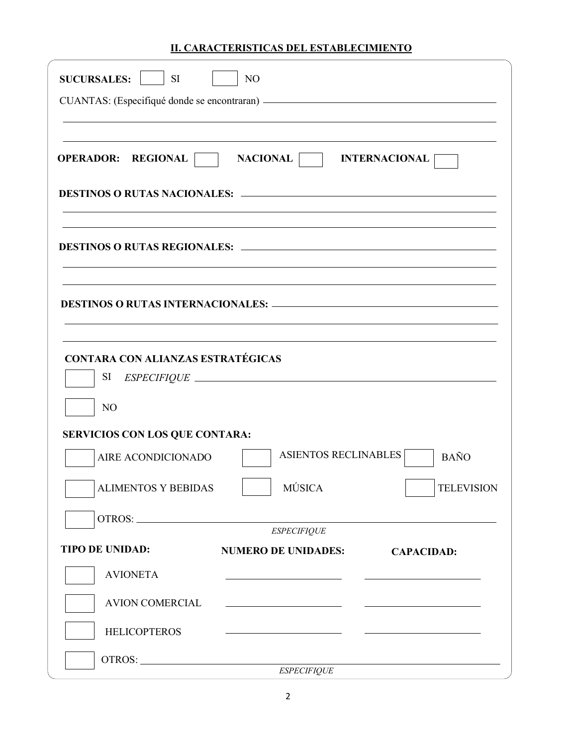## II. CARACTERISTICAS DEL ESTABLECIMIENTO

**SUCURSALES:** ☐ SI ☐ NO

CUANTAS: (Especifiqué donde se encontraran) ____________________________________________

______________________________________________________________________

______________________________________________________________________

**OPERADOR:** **REGIONAL** ☐ **NACIONAL** ☐ **INTERNACIONAL** ☐

**DESTINOS O RUTAS NACIONALES:** ____________________________________________

______________________________________________________________________

______________________________________________________________________

**DESTINOS O RUTAS REGIONALES:** ____________________________________________

______________________________________________________________________

______________________________________________________________________

**DESTINOS O RUTAS INTERNACIONALES:** ____________________________________________

______________________________________________________________________

______________________________________________________________________

**CONTARA CON ALIANZAS ESTRATÉGICAS**

☐ SI *ESPECIFIQUE* ____________________________________________

☐ NO

**SERVICIOS CON LOS QUE CONTARA:**

☐ AIRE ACONDICIONADO ☐ ASIENTOS RECLINABLES ☐ BAÑO

☐ ALIMENTOS Y BEBIDAS ☐ MÚSICA ☐ TELEVISION

☐ OTROS: ____________________________________________
*ESPECIFIQUE*

| TIPO DE UNIDAD: | NUMERO DE UNIDADES: | CAPACIDAD: |
|---|---|---|
| ☐ AVIONETA | ______________ | ______________ |
| ☐ AVION COMERCIAL | ______________ | ______________ |
| ☐ HELICOPTEROS | ______________ | ______________ |

☐ OTROS: ____________________________________________
*ESPECIFIQUE*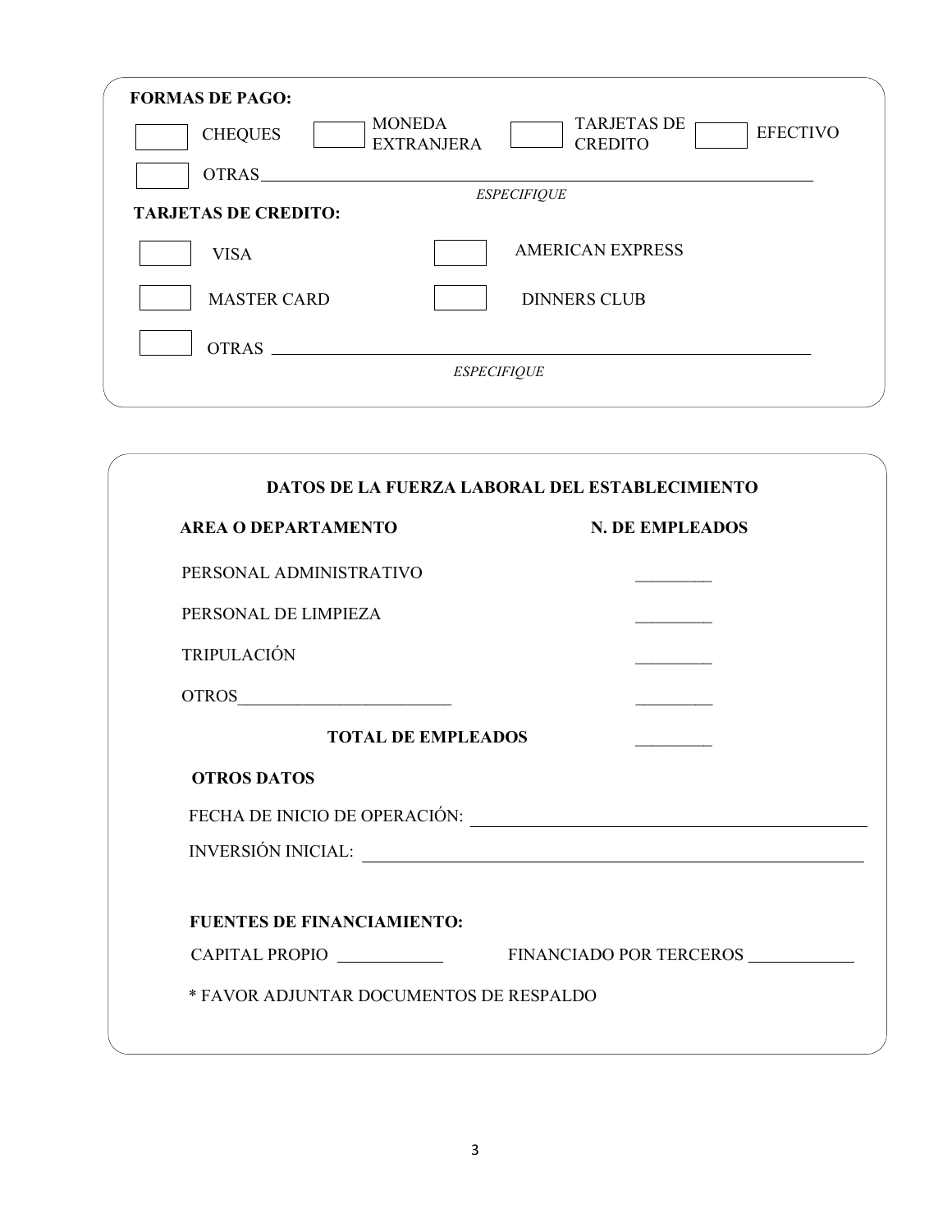**FORMAS DE PAGO:**

☐ CHEQUES ☐ MONEDA EXTRANJERA ☐ TARJETAS DE CREDITO ☐ EFECTIVO

☐ OTRAS ________________________________________________

*ESPECIFIQUE*

**TARJETAS DE CREDITO:**

☐ VISA ☐ AMERICAN EXPRESS

☐ MASTER CARD ☐ DINNERS CLUB

☐ OTRAS ________________________________________________

*ESPECIFIQUE*

**DATOS DE LA FUERZA LABORAL DEL ESTABLECIMIENTO**

| AREA O DEPARTAMENTO | N. DE EMPLEADOS |
| --- | --- |
| PERSONAL ADMINISTRATIVO | _________ |
| PERSONAL DE LIMPIEZA | _________ |
| TRIPULACIÓN | _________ |
| OTROS________________________ | _________ |
| **TOTAL DE EMPLEADOS** | _________ |

**OTROS DATOS**

FECHA DE INICIO DE OPERACIÓN: ________________________________________________

INVERSIÓN INICIAL: ________________________________________________

**FUENTES DE FINANCIAMIENTO:**

CAPITAL PROPIO ____________ FINANCIADO POR TERCEROS ____________

* FAVOR ADJUNTAR DOCUMENTOS DE RESPALDO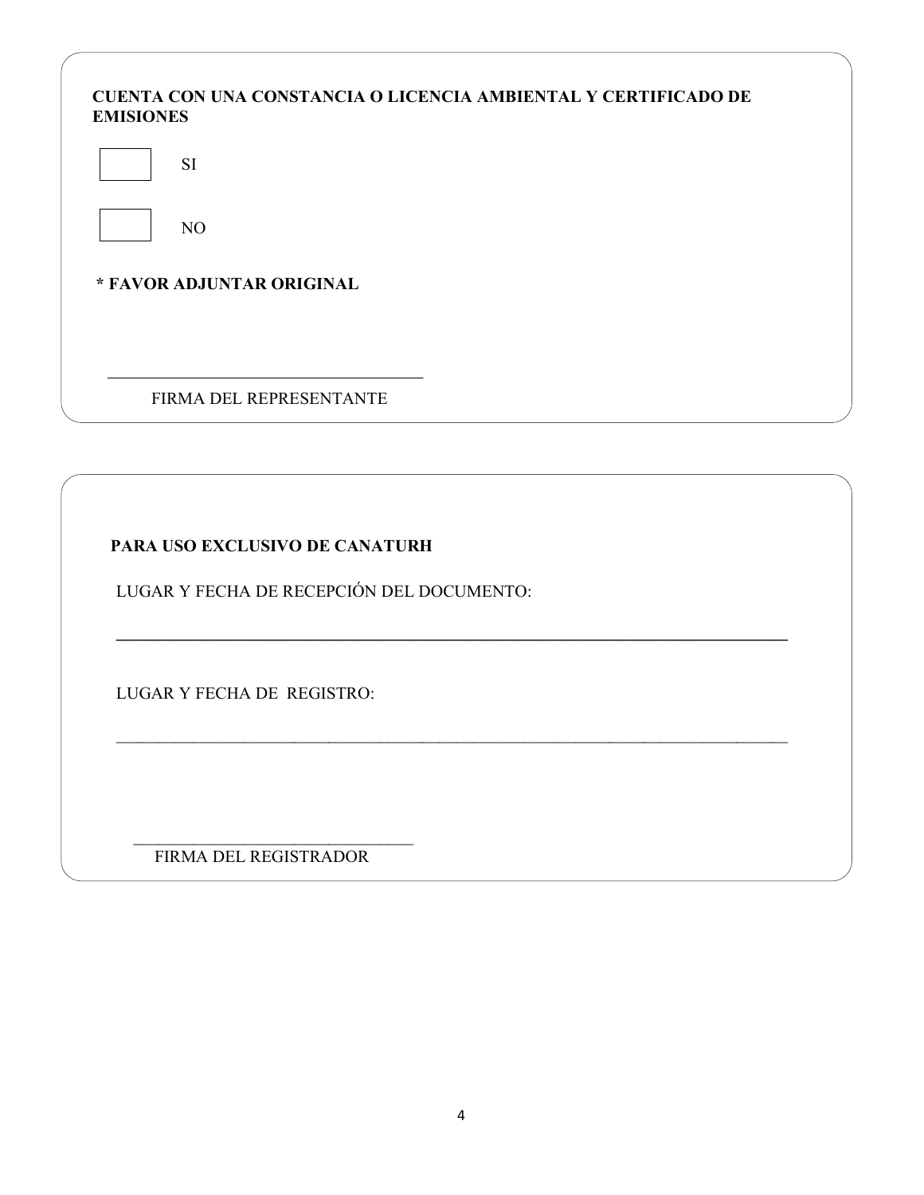**CUENTA CON UNA CONSTANCIA O LICENCIA AMBIENTAL Y CERTIFICADO DE EMISIONES**

☐ SI

☐ NO

**\* FAVOR ADJUNTAR ORIGINAL**

_____________________________________

FIRMA DEL REPRESENTANTE

**PARA USO EXCLUSIVO DE CANATURH**

LUGAR Y FECHA DE RECEPCIÓN DEL DOCUMENTO:

_______________________________________________________________________________

LUGAR Y FECHA DE REGISTRO:

_______________________________________________________________________________

_________________________________

FIRMA DEL REGISTRADOR